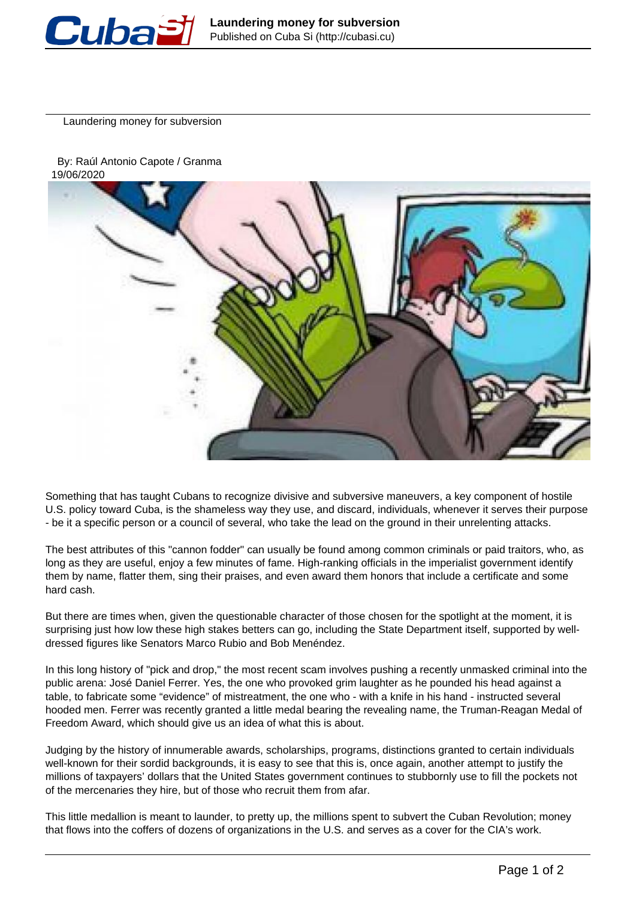# Laundering money for subversion

By: Raúl Antonio Capote / Granma
19/06/2020

Something that has taught Cubans to recognize divisive and subversive maneuvers, a key component of hostile U.S. policy toward Cuba, is the shameless way they use, and discard, individuals, whenever it serves their purpose - be it a specific person or a council of several, who take the lead on the ground in their unrelenting attacks.

The best attributes of this "cannon fodder" can usually be found among common criminals or paid traitors, who, as long as they are useful, enjoy a few minutes of fame. High-ranking officials in the imperialist government identify them by name, flatter them, sing their praises, and even award them honors that include a certificate and some hard cash.

But there are times when, given the questionable character of those chosen for the spotlight at the moment, it is surprising just how low these high stakes betters can go, including the State Department itself, supported by well-dressed figures like Senators Marco Rubio and Bob Menéndez.

In this long history of "pick and drop," the most recent scam involves pushing a recently unmasked criminal into the public arena: José Daniel Ferrer. Yes, the one who provoked grim laughter as he pounded his head against a table, to fabricate some "evidence" of mistreatment, the one who - with a knife in his hand - instructed several hooded men. Ferrer was recently granted a little medal bearing the revealing name, the Truman-Reagan Medal of Freedom Award, which should give us an idea of what this is about.

Judging by the history of innumerable awards, scholarships, programs, distinctions granted to certain individuals well-known for their sordid backgrounds, it is easy to see that this is, once again, another attempt to justify the millions of taxpayers' dollars that the United States government continues to stubbornly use to fill the pockets not of the mercenaries they hire, but of those who recruit them from afar.

This little medallion is meant to launder, to pretty up, the millions spent to subvert the Cuban Revolution; money that flows into the coffers of dozens of organizations in the U.S. and serves as a cover for the CIA's work.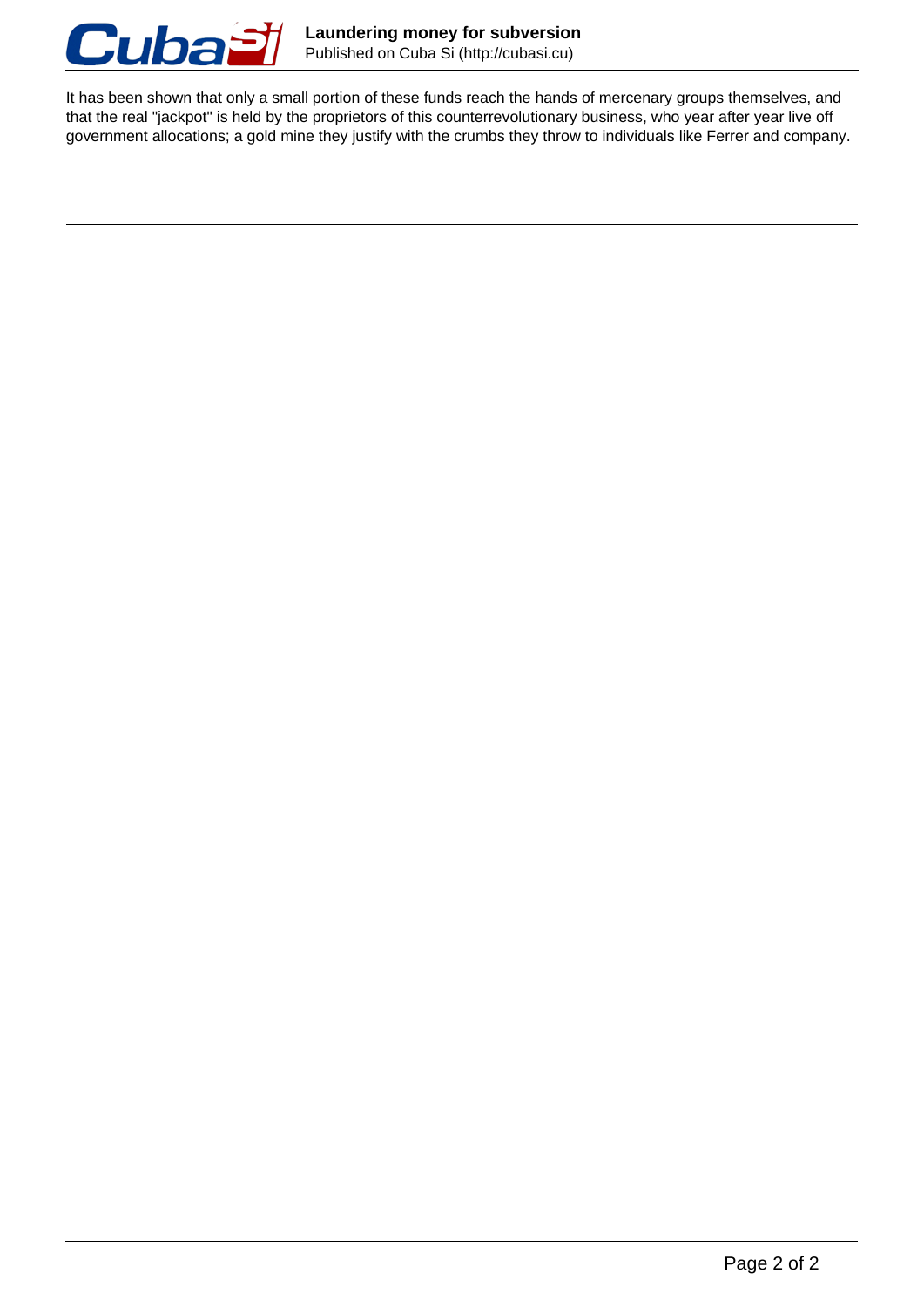It has been shown that only a small portion of these funds reach the hands of mercenary groups themselves, and that the real "jackpot" is held by the proprietors of this counterrevolutionary business, who year after year live off government allocations; a gold mine they justify with the crumbs they throw to individuals like Ferrer and company.